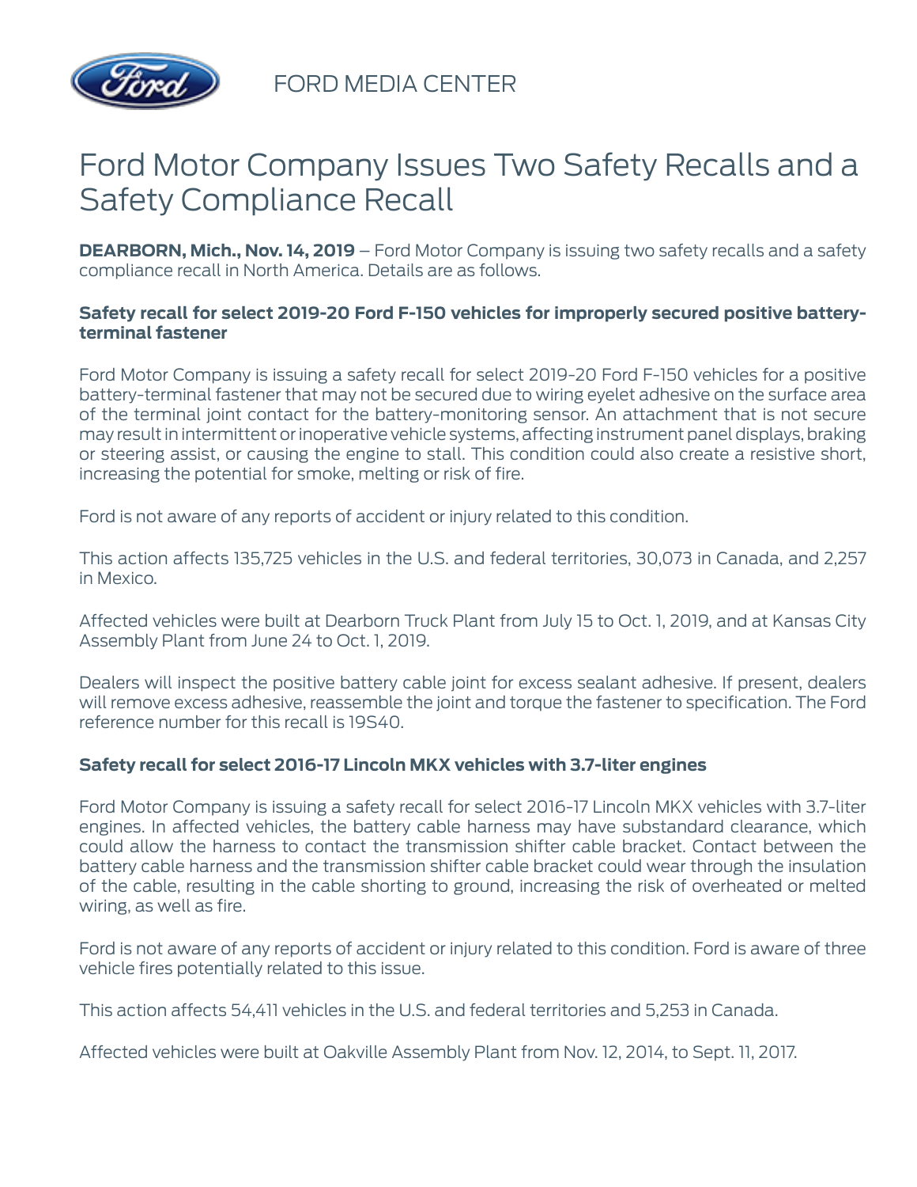FORD MEDIA CENTER

# Ford Motor Company Issues Two Safety Recalls and a Safety Compliance Recall

**DEARBORN, Mich., Nov. 14, 2019** – Ford Motor Company is issuing two safety recalls and a safety compliance recall in North America. Details are as follows.

### Safety recall for select 2019-20 Ford F-150 vehicles for improperly secured positive battery-terminal fastener

Ford Motor Company is issuing a safety recall for select 2019-20 Ford F-150 vehicles for a positive battery-terminal fastener that may not be secured due to wiring eyelet adhesive on the surface area of the terminal joint contact for the battery-monitoring sensor. An attachment that is not secure may result in intermittent or inoperative vehicle systems, affecting instrument panel displays, braking or steering assist, or causing the engine to stall. This condition could also create a resistive short, increasing the potential for smoke, melting or risk of fire.

Ford is not aware of any reports of accident or injury related to this condition.

This action affects 135,725 vehicles in the U.S. and federal territories, 30,073 in Canada, and 2,257 in Mexico.

Affected vehicles were built at Dearborn Truck Plant from July 15 to Oct. 1, 2019, and at Kansas City Assembly Plant from June 24 to Oct. 1, 2019.

Dealers will inspect the positive battery cable joint for excess sealant adhesive. If present, dealers will remove excess adhesive, reassemble the joint and torque the fastener to specification. The Ford reference number for this recall is 19S40.

### Safety recall for select 2016-17 Lincoln MKX vehicles with 3.7-liter engines

Ford Motor Company is issuing a safety recall for select 2016-17 Lincoln MKX vehicles with 3.7-liter engines. In affected vehicles, the battery cable harness may have substandard clearance, which could allow the harness to contact the transmission shifter cable bracket. Contact between the battery cable harness and the transmission shifter cable bracket could wear through the insulation of the cable, resulting in the cable shorting to ground, increasing the risk of overheated or melted wiring, as well as fire.

Ford is not aware of any reports of accident or injury related to this condition. Ford is aware of three vehicle fires potentially related to this issue.

This action affects 54,411 vehicles in the U.S. and federal territories and 5,253 in Canada.

Affected vehicles were built at Oakville Assembly Plant from Nov. 12, 2014, to Sept. 11, 2017.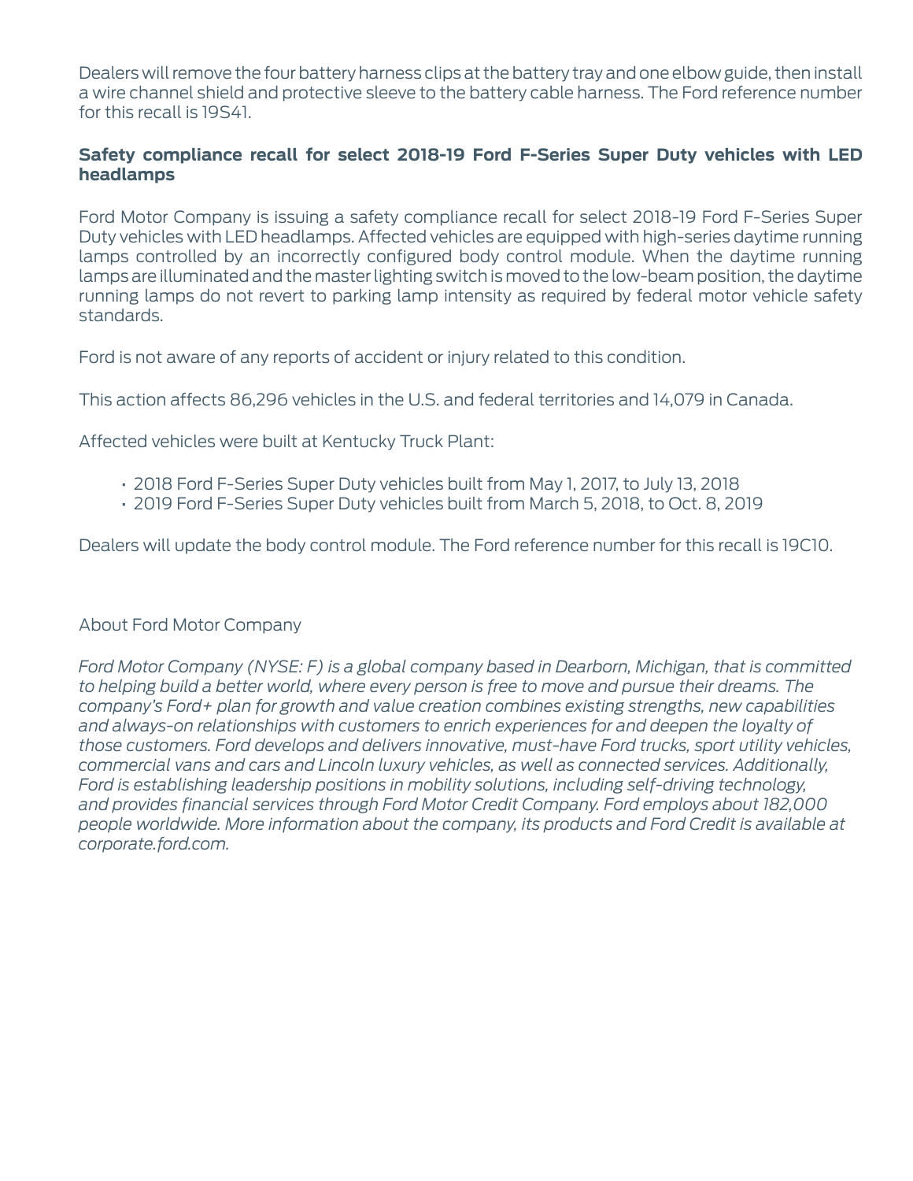Dealers will remove the four battery harness clips at the battery tray and one elbow guide, then install a wire channel shield and protective sleeve to the battery cable harness. The Ford reference number for this recall is 19S41.

**Safety compliance recall for select 2018-19 Ford F-Series Super Duty vehicles with LED headlamps**

Ford Motor Company is issuing a safety compliance recall for select 2018-19 Ford F-Series Super Duty vehicles with LED headlamps. Affected vehicles are equipped with high-series daytime running lamps controlled by an incorrectly configured body control module. When the daytime running lamps are illuminated and the master lighting switch is moved to the low-beam position, the daytime running lamps do not revert to parking lamp intensity as required by federal motor vehicle safety standards.

Ford is not aware of any reports of accident or injury related to this condition.

This action affects 86,296 vehicles in the U.S. and federal territories and 14,079 in Canada.

Affected vehicles were built at Kentucky Truck Plant:

- 2018 Ford F-Series Super Duty vehicles built from May 1, 2017, to July 13, 2018
- 2019 Ford F-Series Super Duty vehicles built from March 5, 2018, to Oct. 8, 2019

Dealers will update the body control module. The Ford reference number for this recall is 19C10.

About Ford Motor Company

*Ford Motor Company (NYSE: F) is a global company based in Dearborn, Michigan, that is committed to helping build a better world, where every person is free to move and pursue their dreams. The company's Ford+ plan for growth and value creation combines existing strengths, new capabilities and always-on relationships with customers to enrich experiences for and deepen the loyalty of those customers. Ford develops and delivers innovative, must-have Ford trucks, sport utility vehicles, commercial vans and cars and Lincoln luxury vehicles, as well as connected services. Additionally, Ford is establishing leadership positions in mobility solutions, including self-driving technology, and provides financial services through Ford Motor Credit Company. Ford employs about 182,000 people worldwide. More information about the company, its products and Ford Credit is available at corporate.ford.com.*